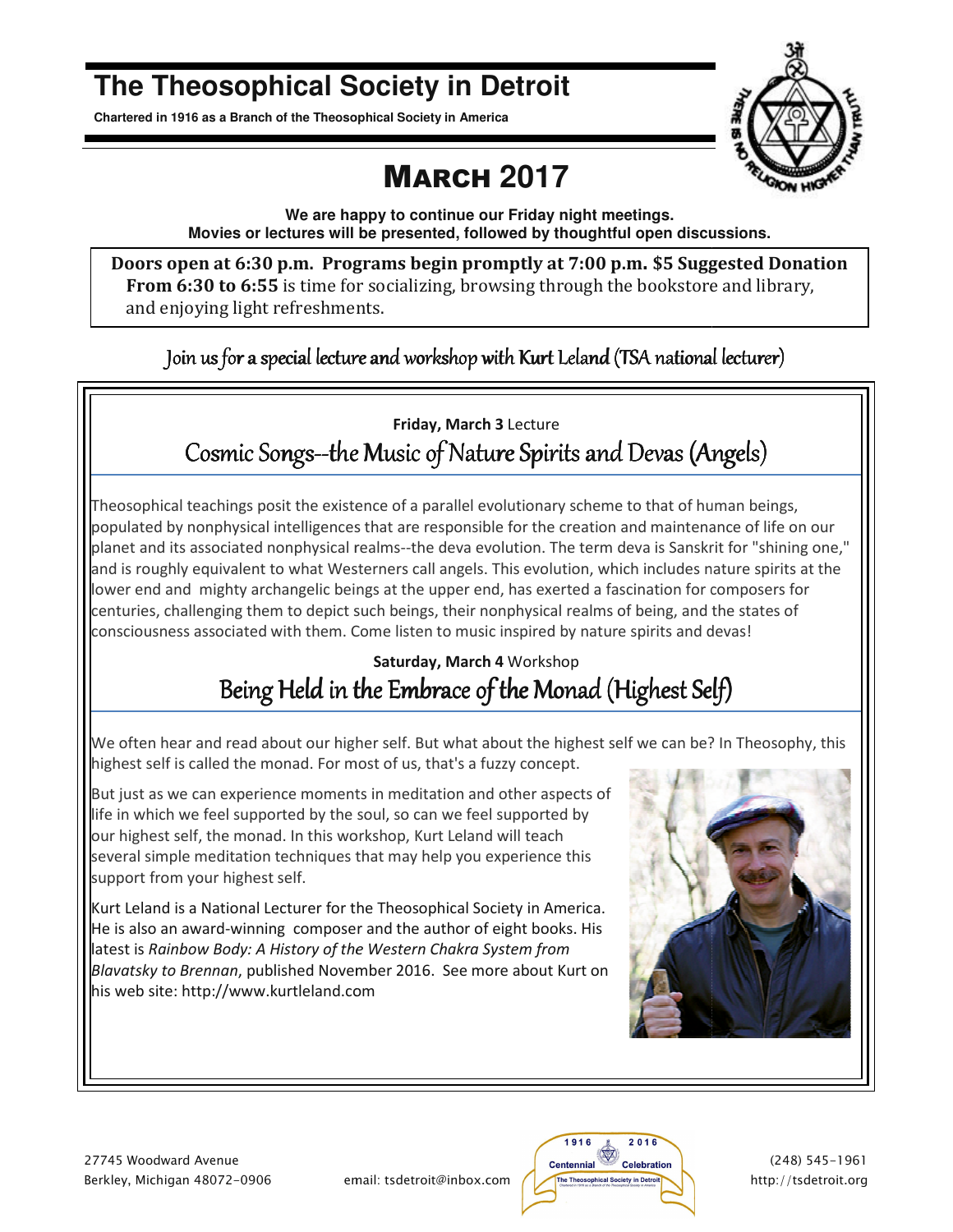# The Theosophical Society in Detroit

**Chartered in 1916 as a Branch of the Theosophical Society in America**

## MARCH 2017

**We are happy to continue our Friday night meetings.**
**Movies or lectures will be presented, followed by thoughtful open discussions.**

**Doors open at 6:30 p.m. Programs begin promptly at 7:00 p.m. $5 Suggested Donation**
**From 6:30 to 6:55** is time for socializing, browsing through the bookstore and library, and enjoying light refreshments.

Join us for a special lecture and workshop with Kurt Leland (TSA national lecturer)

**Friday, March 3** Lecture

### Cosmic Songs--the Music of Nature Spirits and Devas (Angels)

Theosophical teachings posit the existence of a parallel evolutionary scheme to that of human beings, populated by nonphysical intelligences that are responsible for the creation and maintenance of life on our planet and its associated nonphysical realms--the deva evolution. The term deva is Sanskrit for "shining one," and is roughly equivalent to what Westerners call angels. This evolution, which includes nature spirits at the lower end and mighty archangelic beings at the upper end, has exerted a fascination for composers for centuries, challenging them to depict such beings, their nonphysical realms of being, and the states of consciousness associated with them. Come listen to music inspired by nature spirits and devas!

**Saturday, March 4** Workshop

### Being Held in the Embrace of the Monad (Highest Self)

We often hear and read about our higher self. But what about the highest self we can be? In Theosophy, this highest self is called the monad. For most of us, that's a fuzzy concept.

But just as we can experience moments in meditation and other aspects of life in which we feel supported by the soul, so can we feel supported by our highest self, the monad. In this workshop, Kurt Leland will teach several simple meditation techniques that may help you experience this support from your highest self.

Kurt Leland is a National Lecturer for the Theosophical Society in America. He is also an award-winning composer and the author of eight books. His latest is *Rainbow Body: A History of the Western Chakra System from Blavatsky to Brennan*, published November 2016. See more about Kurt on his web site: http://www.kurtleland.com

27745 Woodward Avenue
Berkley, Michigan 48072-0906

email: tsdetroit@inbox.com

(248) 545-1961
http://tsdetroit.org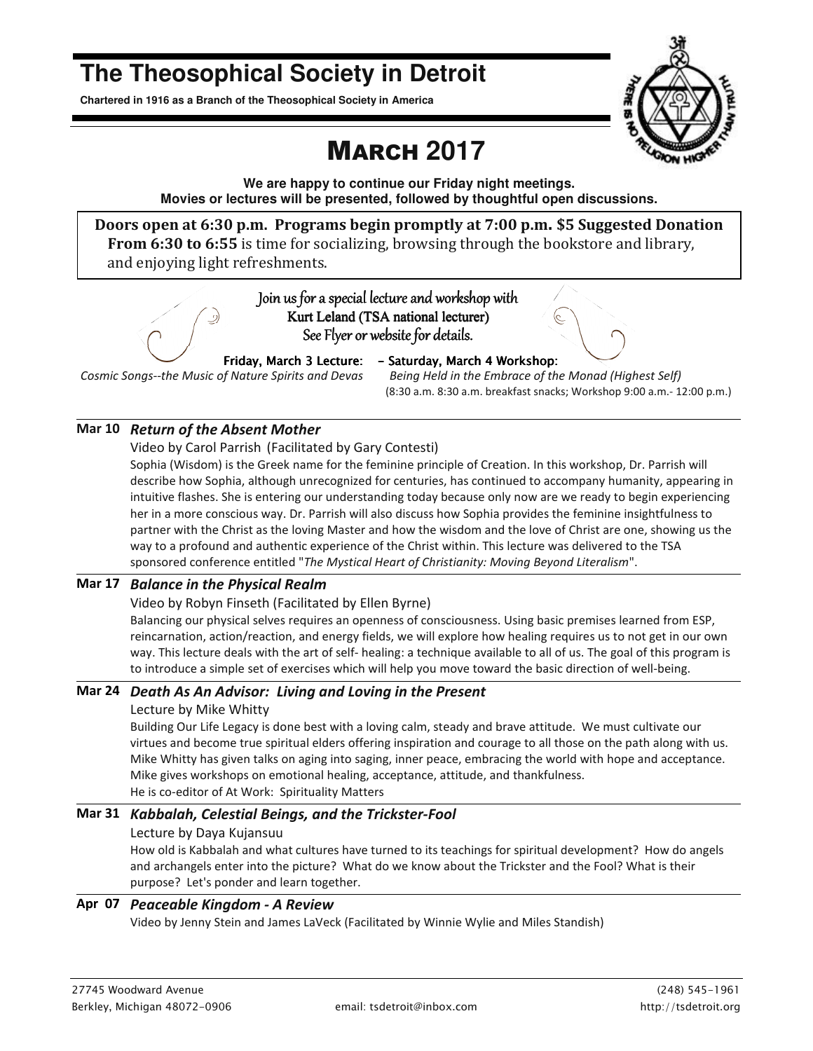# The Theosophical Society in Detroit

**Chartered in 1916 as a Branch of the Theosophical Society in America**

# MARCH 2017

**We are happy to continue our Friday night meetings.**
**Movies or lectures will be presented, followed by thoughtful open discussions.**

**Doors open at 6:30 p.m. Programs begin promptly at 7:00 p.m. $5 Suggested Donation**
**From 6:30 to 6:55** is time for socializing, browsing through the bookstore and library, and enjoying light refreshments.

Join us for a special lecture and workshop with
Kurt Leland (TSA national lecturer)
See Flyer or website for details.

**Friday, March 3 Lecture:**
*Cosmic Songs--the Music of Nature Spirits and Devas*

**– Saturday, March 4 Workshop:**
*Being Held in the Embrace of the Monad (Highest Self)*
(8:30 a.m. 8:30 a.m. breakfast snacks; Workshop 9:00 a.m.- 12:00 p.m.)

## Mar 10 *Return of the Absent Mother*

Video by Carol Parrish (Facilitated by Gary Contesti)

Sophia (Wisdom) is the Greek name for the feminine principle of Creation. In this workshop, Dr. Parrish will describe how Sophia, although unrecognized for centuries, has continued to accompany humanity, appearing in intuitive flashes. She is entering our understanding today because only now are we ready to begin experiencing her in a more conscious way. Dr. Parrish will also discuss how Sophia provides the feminine insightfulness to partner with the Christ as the loving Master and how the wisdom and the love of Christ are one, showing us the way to a profound and authentic experience of the Christ within. This lecture was delivered to the TSA sponsored conference entitled "*The Mystical Heart of Christianity: Moving Beyond Literalism*".

## Mar 17 *Balance in the Physical Realm*

Video by Robyn Finseth (Facilitated by Ellen Byrne)

Balancing our physical selves requires an openness of consciousness. Using basic premises learned from ESP, reincarnation, action/reaction, and energy fields, we will explore how healing requires us to not get in our own way. This lecture deals with the art of self- healing: a technique available to all of us. The goal of this program is to introduce a simple set of exercises which will help you move toward the basic direction of well-being.

## Mar 24 *Death As An Advisor: Living and Loving in the Present*

Lecture by Mike Whitty

Building Our Life Legacy is done best with a loving calm, steady and brave attitude. We must cultivate our virtues and become true spiritual elders offering inspiration and courage to all those on the path along with us. Mike Whitty has given talks on aging into saging, inner peace, embracing the world with hope and acceptance. Mike gives workshops on emotional healing, acceptance, attitude, and thankfulness.
He is co-editor of At Work: Spirituality Matters

## Mar 31 *Kabbalah, Celestial Beings, and the Trickster-Fool*

Lecture by Daya Kujansuu

How old is Kabbalah and what cultures have turned to its teachings for spiritual development? How do angels and archangels enter into the picture? What do we know about the Trickster and the Fool? What is their purpose? Let's ponder and learn together.

## Apr 07 *Peaceable Kingdom - A Review*

Video by Jenny Stein and James LaVeck (Facilitated by Winnie Wylie and Miles Standish)

27745 Woodward Avenue
Berkley, Michigan 48072-0906
email: tsdetroit@inbox.com
(248) 545-1961
http://tsdetroit.org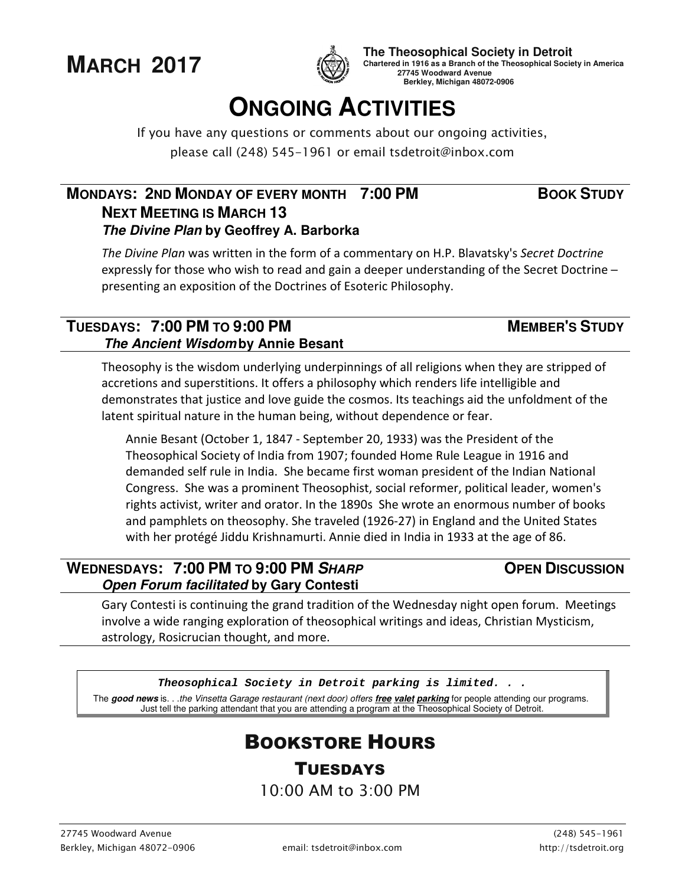# MARCH 2017

**The Theosophical Society in Detroit**
**Chartered in 1916 as a Branch of the Theosophical Society in America**
**27745 Woodward Avenue**
**Berkley, Michigan 48072-0906**

# ONGOING ACTIVITIES

If you have any questions or comments about our ongoing activities,
please call (248) 545-1961 or email tsdetroit@inbox.com

## MONDAYS: 2ND MONDAY OF EVERY MONTH 7:00 PM — BOOK STUDY

**NEXT MEETING IS MARCH 13**
***The Divine Plan* by Geoffrey A. Barborka**

*The Divine Plan* was written in the form of a commentary on H.P. Blavatsky's *Secret Doctrine* expressly for those who wish to read and gain a deeper understanding of the Secret Doctrine – presenting an exposition of the Doctrines of Esoteric Philosophy.

## TUESDAYS: 7:00 PM TO 9:00 PM — MEMBER'S STUDY

***The Ancient Wisdom* by Annie Besant**

Theosophy is the wisdom underlying underpinnings of all religions when they are stripped of accretions and superstitions. It offers a philosophy which renders life intelligible and demonstrates that justice and love guide the cosmos. Its teachings aid the unfoldment of the latent spiritual nature in the human being, without dependence or fear.

Annie Besant (October 1, 1847 - September 20, 1933) was the President of the Theosophical Society of India from 1907; founded Home Rule League in 1916 and demanded self rule in India. She became first woman president of the Indian National Congress. She was a prominent Theosophist, social reformer, political leader, women's rights activist, writer and orator. In the 1890s She wrote an enormous number of books and pamphlets on theosophy. She traveled (1926-27) in England and the United States with her protégé Jiddu Krishnamurti. Annie died in India in 1933 at the age of 86.

## WEDNESDAYS: 7:00 PM TO 9:00 PM *SHARP* — OPEN DISCUSSION

***Open Forum facilitated* by Gary Contesti**

Gary Contesti is continuing the grand tradition of the Wednesday night open forum. Meetings involve a wide ranging exploration of theosophical writings and ideas, Christian Mysticism, astrology, Rosicrucian thought, and more.

---

***Theosophical Society in Detroit parking is limited. . .***

The ***good news*** is. . .*the Vinsetta Garage restaurant (next door) offers* ***free valet parking*** for people attending our programs. Just tell the parking attendant that you are attending a program at the Theosophical Society of Detroit.

---

# BOOKSTORE HOURS

## TUESDAYS

10:00 AM to 3:00 PM

27745 Woodward Avenue
Berkley, Michigan 48072-0906
email: tsdetroit@inbox.com
(248) 545-1961
http://tsdetroit.org